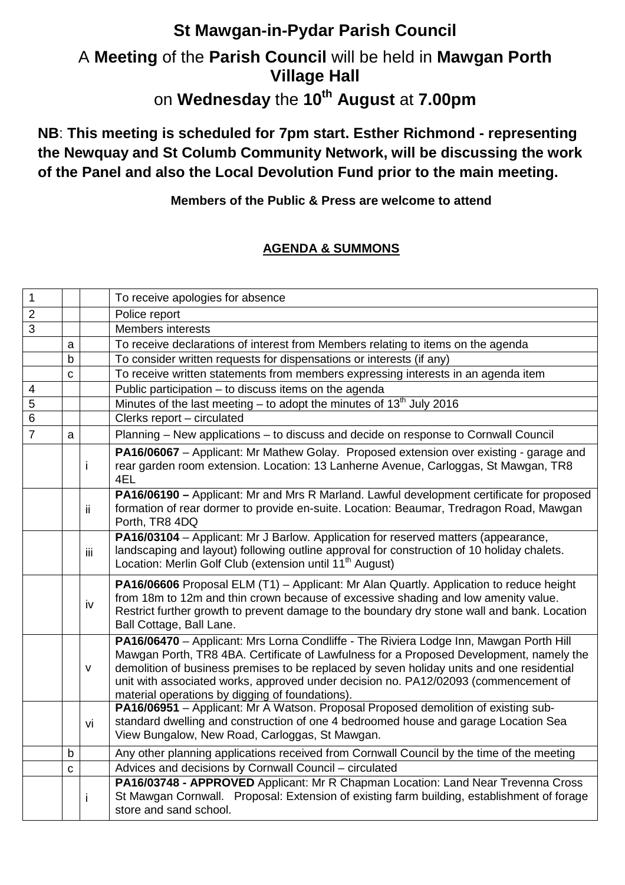# St Mawgan-in-Pydar Parish Council

## A **Meeting** of the **Parish Council** will be held in **Mawgan Porth Village Hall**

## on **Wednesday** the **10th August** at **7.00pm**

**NB**: **This meeting is scheduled for 7pm start. Esther Richmond - representing the Newquay and St Columb Community Network, will be discussing the work of the Panel and also the Local Devolution Fund prior to the main meeting.**

**Members of the Public & Press are welcome to attend**

**AGENDA & SUMMONS**

| | | | |
|---|---|---|---|
| 1 | | | To receive apologies for absence |
| 2 | | | Police report |
| 3 | | | Members interests |
| | a | | To receive declarations of interest from Members relating to items on the agenda |
| | b | | To consider written requests for dispensations or interests (if any) |
| | c | | To receive written statements from members expressing interests in an agenda item |
| 4 | | | Public participation – to discuss items on the agenda |
| 5 | | | Minutes of the last meeting – to adopt the minutes of 13th July 2016 |
| 6 | | | Clerks report – circulated |
| 7 | a | | Planning – New applications – to discuss and decide on response to Cornwall Council |
| | | i | **PA16/06067** – Applicant: Mr Mathew Golay. Proposed extension over existing - garage and rear garden room extension. Location: 13 Lanherne Avenue, Carloggas, St Mawgan, TR8 4EL |
| | | ii | **PA16/06190 –** Applicant: Mr and Mrs R Marland. Lawful development certificate for proposed formation of rear dormer to provide en-suite. Location: Beaumar, Tredragon Road, Mawgan Porth, TR8 4DQ |
| | | iii | **PA16/03104** – Applicant: Mr J Barlow. Application for reserved matters (appearance, landscaping and layout) following outline approval for construction of 10 holiday chalets. Location: Merlin Golf Club (extension until 11th August) |
| | | iv | **PA16/06606** Proposal ELM (T1) – Applicant: Mr Alan Quartly. Application to reduce height from 18m to 12m and thin crown because of excessive shading and low amenity value. Restrict further growth to prevent damage to the boundary dry stone wall and bank. Location Ball Cottage, Ball Lane. |
| | | v | **PA16/06470** – Applicant: Mrs Lorna Condliffe - The Riviera Lodge Inn, Mawgan Porth Hill Mawgan Porth, TR8 4BA. Certificate of Lawfulness for a Proposed Development, namely the demolition of business premises to be replaced by seven holiday units and one residential unit with associated works, approved under decision no. PA12/02093 (commencement of material operations by digging of foundations). |
| | | vi | **PA16/06951** – Applicant: Mr A Watson. Proposal Proposed demolition of existing sub-standard dwelling and construction of one 4 bedroomed house and garage Location Sea View Bungalow, New Road, Carloggas, St Mawgan. |
| | b | | Any other planning applications received from Cornwall Council by the time of the meeting |
| | c | | Advices and decisions by Cornwall Council – circulated |
| | | i | **PA16/03748 - APPROVED** Applicant: Mr R Chapman Location: Land Near Trevenna Cross St Mawgan Cornwall. Proposal: Extension of existing farm building, establishment of forage store and sand school. |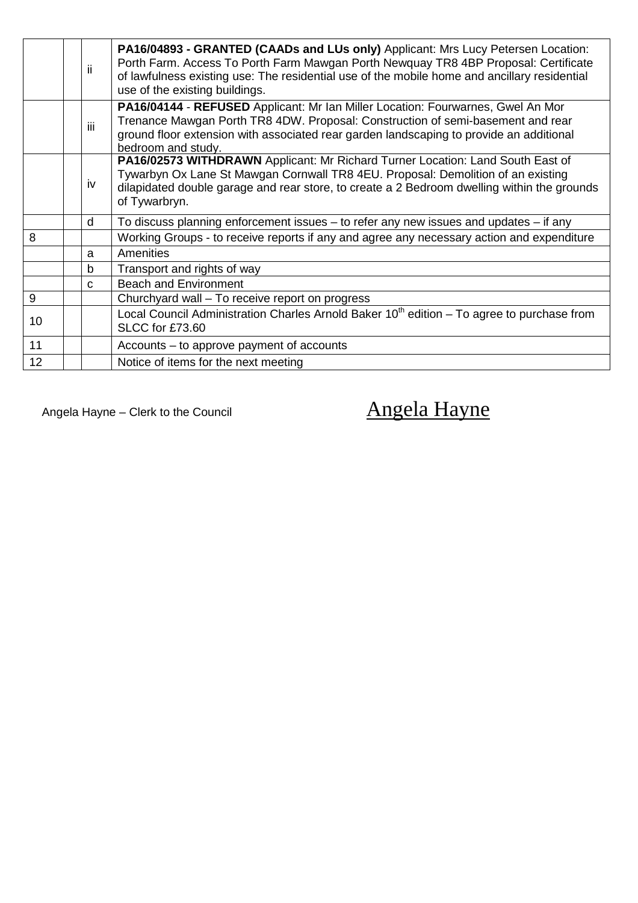| | | | |
|---|---|---|---|
| | | ii | **PA16/04893 - GRANTED (CAADs and LUs only)** Applicant: Mrs Lucy Petersen Location: Porth Farm. Access To Porth Farm Mawgan Porth Newquay TR8 4BP Proposal: Certificate of lawfulness existing use: The residential use of the mobile home and ancillary residential use of the existing buildings. |
| | | iii | **PA16/04144** - **REFUSED** Applicant: Mr Ian Miller Location: Fourwarnes, Gwel An Mor Trenance Mawgan Porth TR8 4DW. Proposal: Construction of semi-basement and rear ground floor extension with associated rear garden landscaping to provide an additional bedroom and study. |
| | | iv | **PA16/02573 WITHDRAWN** Applicant: Mr Richard Turner Location: Land South East of Tywarbyn Ox Lane St Mawgan Cornwall TR8 4EU. Proposal: Demolition of an existing dilapidated double garage and rear store, to create a 2 Bedroom dwelling within the grounds of Tywarbryn. |
| | | d | To discuss planning enforcement issues – to refer any new issues and updates – if any |
| 8 | | | Working Groups - to receive reports if any and agree any necessary action and expenditure |
| | | a | Amenities |
| | | b | Transport and rights of way |
| | | c | Beach and Environment |
| 9 | | | Churchyard wall – To receive report on progress |
| 10 | | | Local Council Administration Charles Arnold Baker 10th edition – To agree to purchase from SLCC for £73.60 |
| 11 | | | Accounts – to approve payment of accounts |
| 12 | | | Notice of items for the next meeting |

Angela Hayne – Clerk to the Council

Angela Hayne